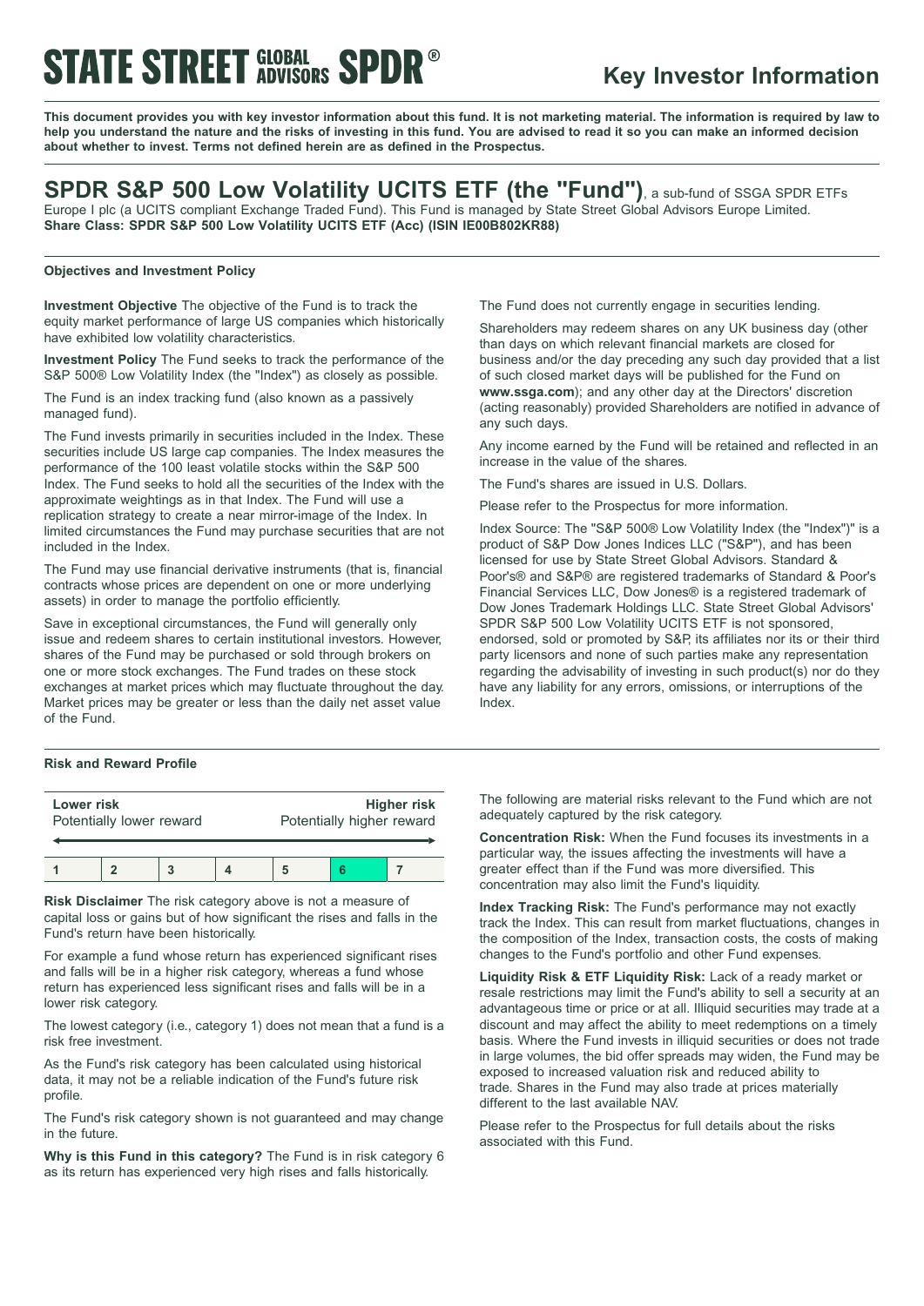# STATE STREET GLOBAL ADVISORS SPDR®

## Key Investor Information

**This document provides you with key investor information about this fund. It is not marketing material. The information is required by law to help you understand the nature and the risks of investing in this fund. You are advised to read it so you can make an informed decision about whether to invest. Terms not defined herein are as defined in the Prospectus.**

## SPDR S&P 500 Low Volatility UCITS ETF (the "Fund"), a sub-fund of SSGA SPDR ETFs Europe I plc (a UCITS compliant Exchange Traded Fund). This Fund is managed by State Street Global Advisors Europe Limited.

**Share Class: SPDR S&P 500 Low Volatility UCITS ETF (Acc) (ISIN IE00B802KR88)**

### Objectives and Investment Policy

**Investment Objective** The objective of the Fund is to track the equity market performance of large US companies which historically have exhibited low volatility characteristics.

**Investment Policy** The Fund seeks to track the performance of the S&P 500® Low Volatility Index (the "Index") as closely as possible.

The Fund is an index tracking fund (also known as a passively managed fund).

The Fund invests primarily in securities included in the Index. These securities include US large cap companies. The Index measures the performance of the 100 least volatile stocks within the S&P 500 Index. The Fund seeks to hold all the securities of the Index with the approximate weightings as in that Index. The Fund will use a replication strategy to create a near mirror-image of the Index. In limited circumstances the Fund may purchase securities that are not included in the Index.

The Fund may use financial derivative instruments (that is, financial contracts whose prices are dependent on one or more underlying assets) in order to manage the portfolio efficiently.

Save in exceptional circumstances, the Fund will generally only issue and redeem shares to certain institutional investors. However, shares of the Fund may be purchased or sold through brokers on one or more stock exchanges. The Fund trades on these stock exchanges at market prices which may fluctuate throughout the day. Market prices may be greater or less than the daily net asset value of the Fund.

The Fund does not currently engage in securities lending.

Shareholders may redeem shares on any UK business day (other than days on which relevant financial markets are closed for business and/or the day preceding any such day provided that a list of such closed market days will be published for the Fund on **www.ssga.com**); and any other day at the Directors' discretion (acting reasonably) provided Shareholders are notified in advance of any such days.

Any income earned by the Fund will be retained and reflected in an increase in the value of the shares.

The Fund's shares are issued in U.S. Dollars.

Please refer to the Prospectus for more information.

Index Source: The "S&P 500® Low Volatility Index (the "Index")" is a product of S&P Dow Jones Indices LLC ("S&P"), and has been licensed for use by State Street Global Advisors. Standard & Poor's® and S&P® are registered trademarks of Standard & Poor's Financial Services LLC, Dow Jones® is a registered trademark of Dow Jones Trademark Holdings LLC. State Street Global Advisors' SPDR S&P 500 Low Volatility UCITS ETF is not sponsored, endorsed, sold or promoted by S&P, its affiliates nor its or their third party licensors and none of such parties make any representation regarding the advisability of investing in such product(s) nor do they have any liability for any errors, omissions, or interruptions of the Index.

### Risk and Reward Profile

| **Lower risk** Potentially lower reward | | | | | | **Higher risk** Potentially higher reward |
|---|---|---|---|---|---|---|
| 1 | 2 | 3 | 4 | 5 | **6** | 7 |

**Risk Disclaimer** The risk category above is not a measure of capital loss or gains but of how significant the rises and falls in the Fund's return have been historically.

For example a fund whose return has experienced significant rises and falls will be in a higher risk category, whereas a fund whose return has experienced less significant rises and falls will be in a lower risk category.

The lowest category (i.e., category 1) does not mean that a fund is a risk free investment.

As the Fund's risk category has been calculated using historical data, it may not be a reliable indication of the Fund's future risk profile.

The Fund's risk category shown is not guaranteed and may change in the future.

**Why is this Fund in this category?** The Fund is in risk category 6 as its return has experienced very high rises and falls historically.

The following are material risks relevant to the Fund which are not adequately captured by the risk category.

**Concentration Risk:** When the Fund focuses its investments in a particular way, the issues affecting the investments will have a greater effect than if the Fund was more diversified. This concentration may also limit the Fund's liquidity.

**Index Tracking Risk:** The Fund's performance may not exactly track the Index. This can result from market fluctuations, changes in the composition of the Index, transaction costs, the costs of making changes to the Fund's portfolio and other Fund expenses.

**Liquidity Risk & ETF Liquidity Risk:** Lack of a ready market or resale restrictions may limit the Fund's ability to sell a security at an advantageous time or price or at all. Illiquid securities may trade at a discount and may affect the ability to meet redemptions on a timely basis. Where the Fund invests in illiquid securities or does not trade in large volumes, the bid offer spreads may widen, the Fund may be exposed to increased valuation risk and reduced ability to trade. Shares in the Fund may also trade at prices materially different to the last available NAV.

Please refer to the Prospectus for full details about the risks associated with this Fund.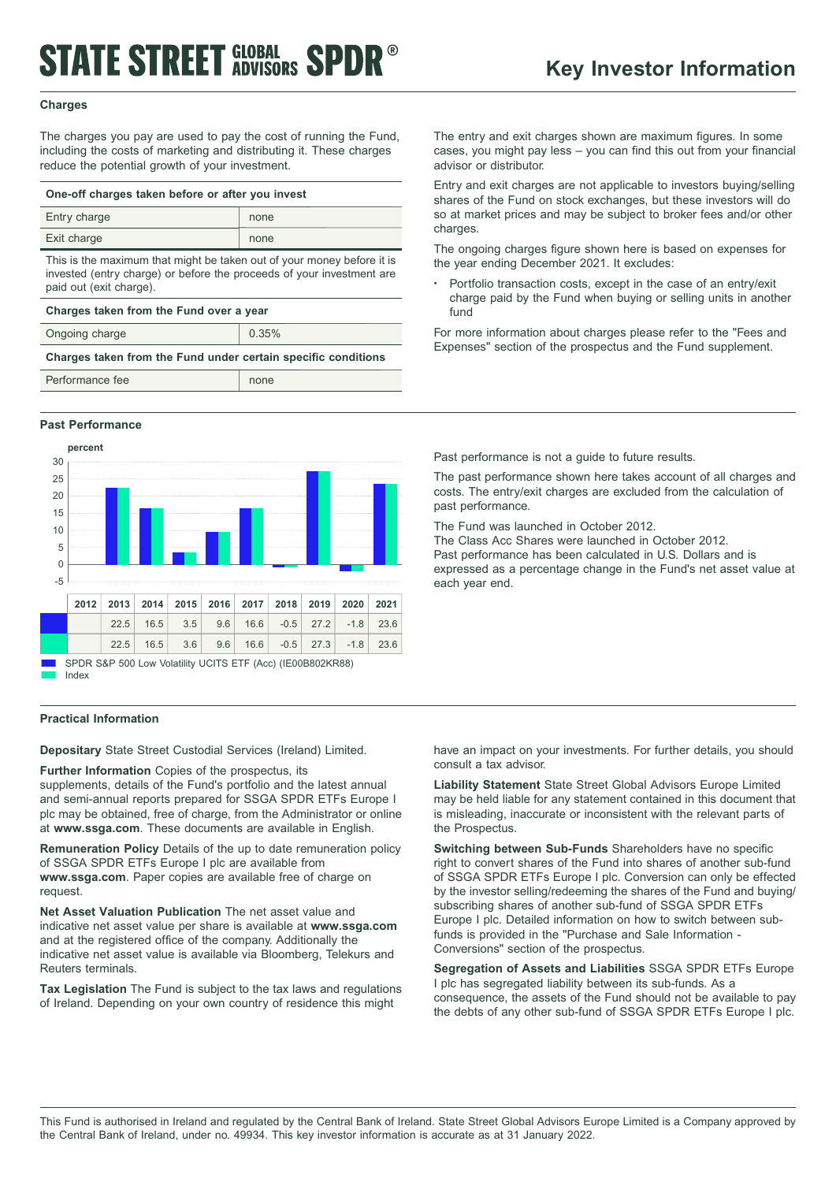## Charges

The charges you pay are used to pay the cost of running the Fund, including the costs of marketing and distributing it. These charges reduce the potential growth of your investment.

| One-off charges taken before or after you invest | |
|---|---|
| Entry charge | none |
| Exit charge | none |

This is the maximum that might be taken out of your money before it is invested (entry charge) or before the proceeds of your investment are paid out (exit charge).

| Charges taken from the Fund over a year | |
|---|---|
| Ongoing charge | 0.35% |

| Charges taken from the Fund under certain specific conditions | |
|---|---|
| Performance fee | none |

The entry and exit charges shown are maximum figures. In some cases, you might pay less – you can find this out from your financial advisor or distributor.

Entry and exit charges are not applicable to investors buying/selling shares of the Fund on stock exchanges, but these investors will do so at market prices and may be subject to broker fees and/or other charges.

The ongoing charges figure shown here is based on expenses for the year ending December 2021. It excludes:

- Portfolio transaction costs, except in the case of an entry/exit charge paid by the Fund when buying or selling units in another fund

For more information about charges please refer to the "Fees and Expenses" section of the prospectus and the Fund supplement.

## Past Performance

percent

30
25
20
15
10
5
0
-5

| | 2012 | 2013 | 2014 | 2015 | 2016 | 2017 | 2018 | 2019 | 2020 | 2021 |
|---|---|---|---|---|---|---|---|---|---|---|
| SPDR S&P 500 Low Volatility UCITS ETF (Acc) (IE00B802KR88) | | 22.5 | 16.5 | 3.5 | 9.6 | 16.6 | -0.5 | 27.2 | -1.8 | 23.6 |
| Index | | 22.5 | 16.5 | 3.6 | 9.6 | 16.6 | -0.5 | 27.3 | -1.8 | 23.6 |

Past performance is not a guide to future results.

The past performance shown here takes account of all charges and costs. The entry/exit charges are excluded from the calculation of past performance.

The Fund was launched in October 2012.
The Class Acc Shares were launched in October 2012.
Past performance has been calculated in U.S. Dollars and is expressed as a percentage change in the Fund's net asset value at each year end.

## Practical Information

**Depositary** State Street Custodial Services (Ireland) Limited.

**Further Information** Copies of the prospectus, its supplements, details of the Fund's portfolio and the latest annual and semi-annual reports prepared for SSGA SPDR ETFs Europe I plc may be obtained, free of charge, from the Administrator or online at **www.ssga.com**. These documents are available in English.

**Remuneration Policy** Details of the up to date remuneration policy of SSGA SPDR ETFs Europe I plc are available from **www.ssga.com**. Paper copies are available free of charge on request.

**Net Asset Valuation Publication** The net asset value and indicative net asset value per share is available at **www.ssga.com** and at the registered office of the company. Additionally the indicative net asset value is available via Bloomberg, Telekurs and Reuters terminals.

**Tax Legislation** The Fund is subject to the tax laws and regulations of Ireland. Depending on your own country of residence this might have an impact on your investments. For further details, you should consult a tax advisor.

**Liability Statement** State Street Global Advisors Europe Limited may be held liable for any statement contained in this document that is misleading, inaccurate or inconsistent with the relevant parts of the Prospectus.

**Switching between Sub-Funds** Shareholders have no specific right to convert shares of the Fund into shares of another sub-fund of SSGA SPDR ETFs Europe I plc. Conversion can only be effected by the investor selling/redeeming the shares of the Fund and buying/ subscribing shares of another sub-fund of SSGA SPDR ETFs Europe I plc. Detailed information on how to switch between sub-funds is provided in the "Purchase and Sale Information - Conversions" section of the prospectus.

**Segregation of Assets and Liabilities** SSGA SPDR ETFs Europe I plc has segregated liability between its sub-funds. As a consequence, the assets of the Fund should not be available to pay the debts of any other sub-fund of SSGA SPDR ETFs Europe I plc.

This Fund is authorised in Ireland and regulated by the Central Bank of Ireland. State Street Global Advisors Europe Limited is a Company approved by the Central Bank of Ireland, under no. 49934. This key investor information is accurate as at 31 January 2022.